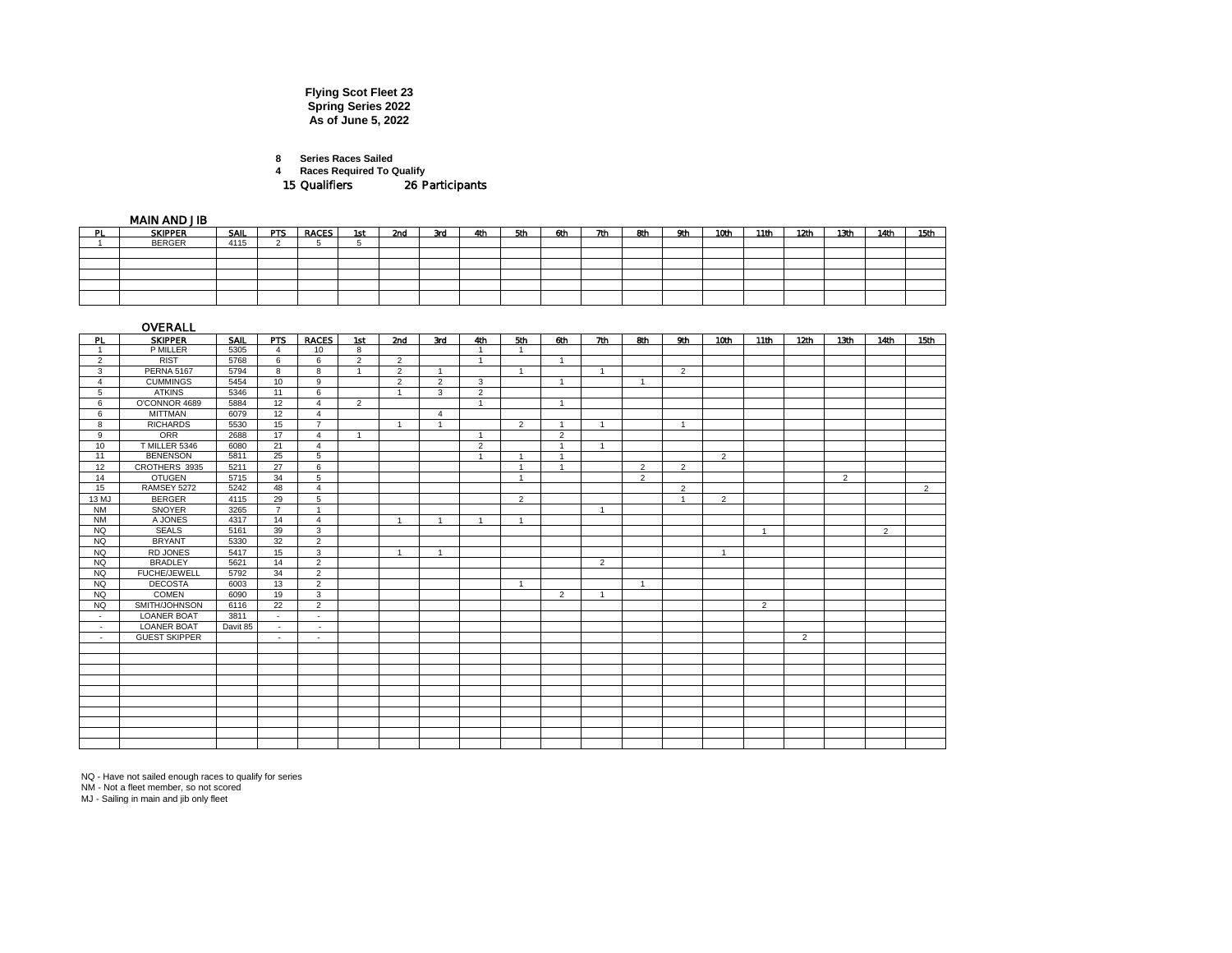**Flying Scot Fleet 23**
**Spring Series 2022**
**As of June 5, 2022**

**8** **Series Races Sailed**
**4** **Races Required To Qualify**
15 Qualifiers 26 Participants

### MAIN AND JIB

| PL | SKIPPER | SAIL | PTS | RACES | 1st | 2nd | 3rd | 4th | 5th | 6th | 7th | 8th | 9th | 10th | 11th | 12th | 13th | 14th | 15th |
|---|---|---|---|---|---|---|---|---|---|---|---|---|---|---|---|---|---|---|---|
| 1 | BERGER | 4115 | 2 | 5 | 5 | | | | | | | | | | | | | | |

### OVERALL

| PL | SKIPPER | SAIL | PTS | RACES | 1st | 2nd | 3rd | 4th | 5th | 6th | 7th | 8th | 9th | 10th | 11th | 12th | 13th | 14th | 15th |
|---|---|---|---|---|---|---|---|---|---|---|---|---|---|---|---|---|---|---|---|
| 1 | P MILLER | 5305 | 4 | 10 | 8 | | | 1 | 1 | | | | | | | | | | |
| 2 | RIST | 5768 | 6 | 6 | 2 | 2 | | 1 | | 1 | | | | | | | | | |
| 3 | PERNA 5167 | 5794 | 8 | 8 | 1 | 2 | 1 | | 1 | | 1 | | 2 | | | | | | |
| 4 | CUMMINGS | 5454 | 10 | 9 | | 2 | 2 | 3 | | 1 | | 1 | | | | | | | |
| 5 | ATKINS | 5346 | 11 | 6 | | 1 | 3 | 2 | | | | | | | | | | | |
| 6 | O'CONNOR 4689 | 5884 | 12 | 4 | 2 | | | 1 | | 1 | | | | | | | | | |
| 6 | MITTMAN | 6079 | 12 | 4 | | | 4 | | | | | | | | | | | | |
| 8 | RICHARDS | 5530 | 15 | 7 | | 1 | 1 | | 2 | 1 | 1 | | 1 | | | | | | |
| 9 | ORR | 2688 | 17 | 4 | 1 | | | 1 | | 2 | | | | | | | | | |
| 10 | T MILLER 5346 | 6080 | 21 | 4 | | | | 2 | | 1 | 1 | | | | | | | | |
| 11 | BENENSON | 5811 | 25 | 5 | | | | 1 | 1 | 1 | | | | 2 | | | | | |
| 12 | CROTHERS 3935 | 5211 | 27 | 6 | | | | | 1 | 1 | | 2 | 2 | | | | | | |
| 14 | OTUGEN | 5715 | 34 | 5 | | | | | 1 | | | 2 | | | | | 2 | | |
| 15 | RAMSEY 5272 | 5242 | 48 | 4 | | | | | | | | | 2 | | | | | | 2 |
| 13 MJ | BERGER | 4115 | 29 | 5 | | | | | 2 | | | | 1 | 2 | | | | | |
| NM | SNOYER | 3265 | 7 | 1 | | | | | | | 1 | | | | | | | | |
| NM | A JONES | 4317 | 14 | 4 | | 1 | 1 | 1 | 1 | | | | | | | | | | |
| NQ | SEALS | 5161 | 39 | 3 | | | | | | | | | | | 1 | | | 2 | |
| NQ | BRYANT | 5330 | 32 | 2 | | | | | | | | | | | | | | | |
| NQ | RD JONES | 5417 | 15 | 3 | | 1 | 1 | | | | | | | 1 | | | | | |
| NQ | BRADLEY | 5621 | 14 | 2 | | | | | | | 2 | | | | | | | | |
| NQ | FUCHE/JEWELL | 5792 | 34 | 2 | | | | | | | | | | | | | | | |
| NQ | DECOSTA | 6003 | 13 | 2 | | | | | 1 | | | 1 | | | | | | | |
| NQ | COMEN | 6090 | 19 | 3 | | | | | | 2 | 1 | | | | | | | | |
| NQ | SMITH/JOHNSON | 6116 | 22 | 2 | | | | | | | | | | | 2 | | | | |
| - | LOANER BOAT | 3811 | - | - | | | | | | | | | | | | | | | |
| - | LOANER BOAT | Davit 85 | - | - | | | | | | | | | | | | | | | |
| - | GUEST SKIPPER | | - | - | | | | | | | | | | | | 2 | | | |

NQ - Have not sailed enough races to qualify for series
NM - Not a fleet member, so not scored
MJ - Sailing in main and jib only fleet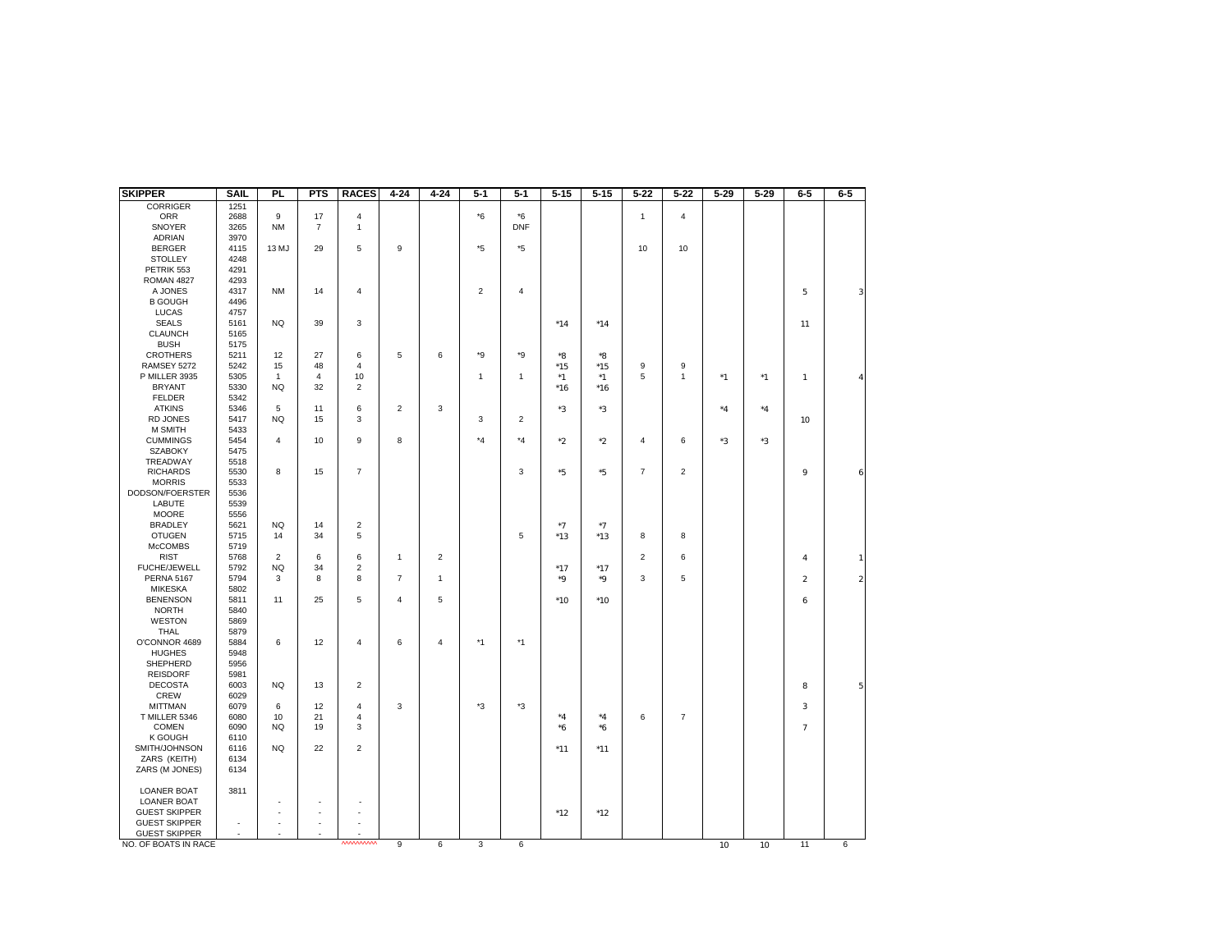| SKIPPER | SAIL | PL | PTS | RACES | 4-24 | 4-24 | 5-1 | 5-1 | 5-15 | 5-15 | 5-22 | 5-22 | 5-29 | 5-29 | 6-5 | 6-5 |
|---|---|---|---|---|---|---|---|---|---|---|---|---|---|---|---|---|
| CORRIGER | 1251 | | | | | | | | | | | | | | | |
| ORR | 2688 | 9 | 17 | 4 | | | *6 | *6 | | | 1 | 4 | | | | |
| SNOYER | 3265 | NM | 7 | 1 | | | | DNF | | | | | | | | |
| ADRIAN | 3970 | | | | | | | | | | | | | | | |
| BERGER | 4115 | 13 MJ | 29 | 5 | 9 | | *5 | *5 | | | 10 | 10 | | | | |
| STOLLEY | 4248 | | | | | | | | | | | | | | | |
| PETRIK 553 | 4291 | | | | | | | | | | | | | | | |
| ROMAN 4827 | 4293 | | | | | | | | | | | | | | | |
| A JONES | 4317 | NM | 14 | 4 | | | 2 | 4 | | | | | | | 5 | 3 |
| B GOUGH | 4496 | | | | | | | | | | | | | | | |
| LUCAS | 4757 | | | | | | | | | | | | | | | |
| SEALS | 5161 | NQ | 39 | 3 | | | | | *14 | *14 | | | | | 11 | |
| CLAUNCH | 5165 | | | | | | | | | | | | | | | |
| BUSH | 5175 | | | | | | | | | | | | | | | |
| CROTHERS | 5211 | 12 | 27 | 6 | 5 | 6 | *9 | *9 | *8 | *8 | | | | | | |
| RAMSEY 5272 | 5242 | 15 | 48 | 4 | | | | | *15 | *15 | 9 | 9 | | | | |
| P MILLER 3935 | 5305 | 1 | 4 | 10 | | | 1 | 1 | *1 | *1 | 5 | 1 | *1 | *1 | 1 | 4 |
| BRYANT | 5330 | NQ | 32 | 2 | | | | | *16 | *16 | | | | | | |
| FELDER | 5342 | | | | | | | | | | | | | | | |
| ATKINS | 5346 | 5 | 11 | 6 | 2 | 3 | | | *3 | *3 | | | *4 | *4 | | |
| RD JONES | 5417 | NQ | 15 | 3 | | | 3 | 2 | | | | | | | 10 | |
| M SMITH | 5433 | | | | | | | | | | | | | | | |
| CUMMINGS | 5454 | 4 | 10 | 9 | 8 | | *4 | *4 | *2 | *2 | 4 | 6 | *3 | *3 | | |
| SZABOKY | 5475 | | | | | | | | | | | | | | | |
| TREADWAY | 5518 | | | | | | | | | | | | | | | |
| RICHARDS | 5530 | 8 | 15 | 7 | | | | 3 | *5 | *5 | 7 | 2 | | | 9 | 6 |
| MORRIS | 5533 | | | | | | | | | | | | | | | |
| DODSON/FOERSTER | 5536 | | | | | | | | | | | | | | | |
| LABUTE | 5539 | | | | | | | | | | | | | | | |
| MOORE | 5556 | | | | | | | | | | | | | | | |
| BRADLEY | 5621 | NQ | 14 | 2 | | | | | *7 | *7 | | | | | | |
| OTUGEN | 5715 | 14 | 34 | 5 | | | | 5 | *13 | *13 | 8 | 8 | | | | |
| McCOMBS | 5719 | | | | | | | | | | | | | | | |
| RIST | 5768 | 2 | 6 | 6 | 1 | 2 | | | | | 2 | 6 | | | 4 | 1 |
| FUCHE/JEWELL | 5792 | NQ | 34 | 2 | | | | | *17 | *17 | | | | | | |
| PERNA 5167 | 5794 | 3 | 8 | 8 | 7 | 1 | | | *9 | *9 | 3 | 5 | | | 2 | 2 |
| MIKESKA | 5802 | | | | | | | | | | | | | | | |
| BENENSON | 5811 | 11 | 25 | 5 | 4 | 5 | | | *10 | *10 | | | | | 6 | |
| NORTH | 5840 | | | | | | | | | | | | | | | |
| WESTON | 5869 | | | | | | | | | | | | | | | |
| THAL | 5879 | | | | | | | | | | | | | | | |
| O'CONNOR 4689 | 5884 | 6 | 12 | 4 | 6 | 4 | *1 | *1 | | | | | | | | |
| HUGHES | 5948 | | | | | | | | | | | | | | | |
| SHEPHERD | 5956 | | | | | | | | | | | | | | | |
| REISDORF | 5981 | | | | | | | | | | | | | | | |
| DECOSTA | 6003 | NQ | 13 | 2 | | | | | | | | | | | 8 | 5 |
| CREW | 6029 | | | | | | | | | | | | | | | |
| MITTMAN | 6079 | 6 | 12 | 4 | 3 | | *3 | *3 | | | | | | | 3 | |
| T MILLER 5346 | 6080 | 10 | 21 | 4 | | | | | *4 | *4 | 6 | 7 | | | | |
| COMEN | 6090 | NQ | 19 | 3 | | | | | *6 | *6 | | | | | 7 | |
| K GOUGH | 6110 | | | | | | | | | | | | | | | |
| SMITH/JOHNSON | 6116 | NQ | 22 | 2 | | | | | *11 | *11 | | | | | | |
| ZARS (KEITH) | 6134 | | | | | | | | | | | | | | | |
| ZARS (M JONES) | 6134 | | | | | | | | | | | | | | | |
| | | | | | | | | | | | | | | | | |
| LOANER BOAT | 3811 | | | | | | | | | | | | | | | |
| LOANER BOAT | | - | - | - | | | | | | | | | | | | |
| GUEST SKIPPER | | - | - | - | | | | | *12 | *12 | | | | | | |
| GUEST SKIPPER | - | - | - | - | | | | | | | | | | | | |
| GUEST SKIPPER | - | - | - | - | | | | | | | | | | | | |
| NO. OF BOATS IN RACE | | | | | 9 | 6 | 3 | 6 | | | | | 10 | 10 | 11 | 6 |